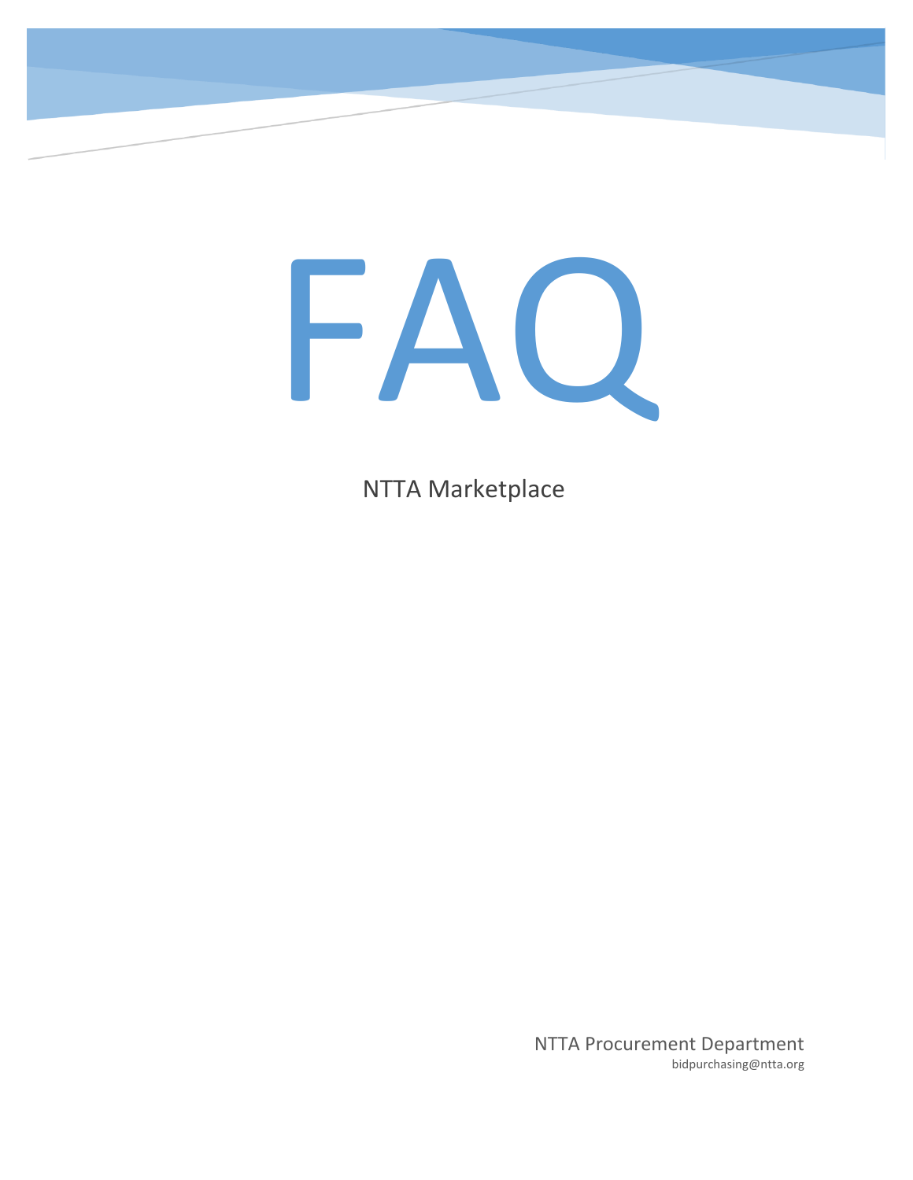# FAQ

NTTA Marketplace

NTTA Procurement Department
bidpurchasing@ntta.org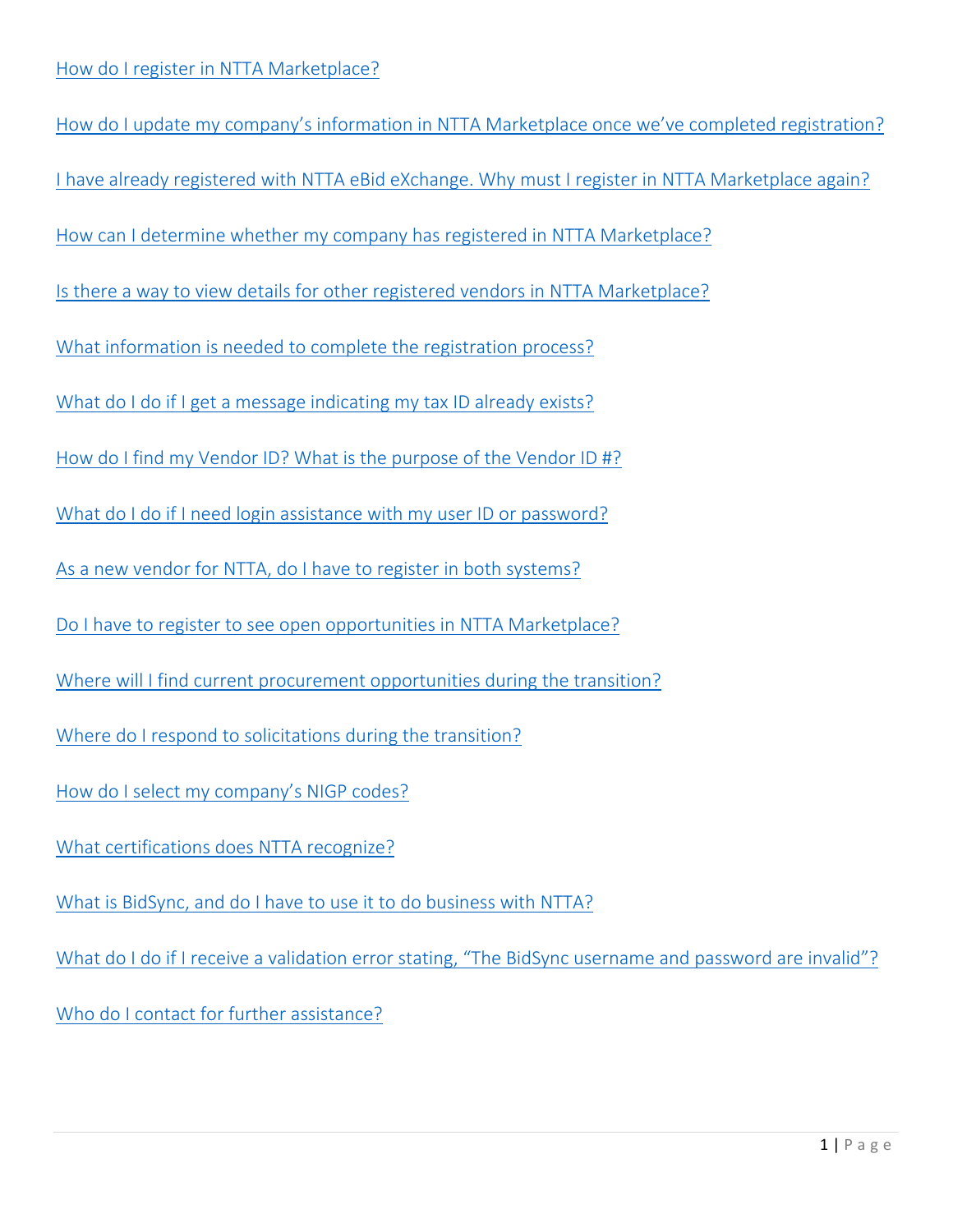How do I register in NTTA Marketplace?

How do I update my company's information in NTTA Marketplace once we've completed registration?

I have already registered with NTTA eBid eXchange. Why must I register in NTTA Marketplace again?

How can I determine whether my company has registered in NTTA Marketplace?

Is there a way to view details for other registered vendors in NTTA Marketplace?

What information is needed to complete the registration process?

What do I do if I get a message indicating my tax ID already exists?

How do I find my Vendor ID? What is the purpose of the Vendor ID #?

What do I do if I need login assistance with my user ID or password?

As a new vendor for NTTA, do I have to register in both systems?

Do I have to register to see open opportunities in NTTA Marketplace?

Where will I find current procurement opportunities during the transition?

Where do I respond to solicitations during the transition?

How do I select my company's NIGP codes?

What certifications does NTTA recognize?

What is BidSync, and do I have to use it to do business with NTTA?

What do I do if I receive a validation error stating, "The BidSync username and password are invalid"?

Who do I contact for further assistance?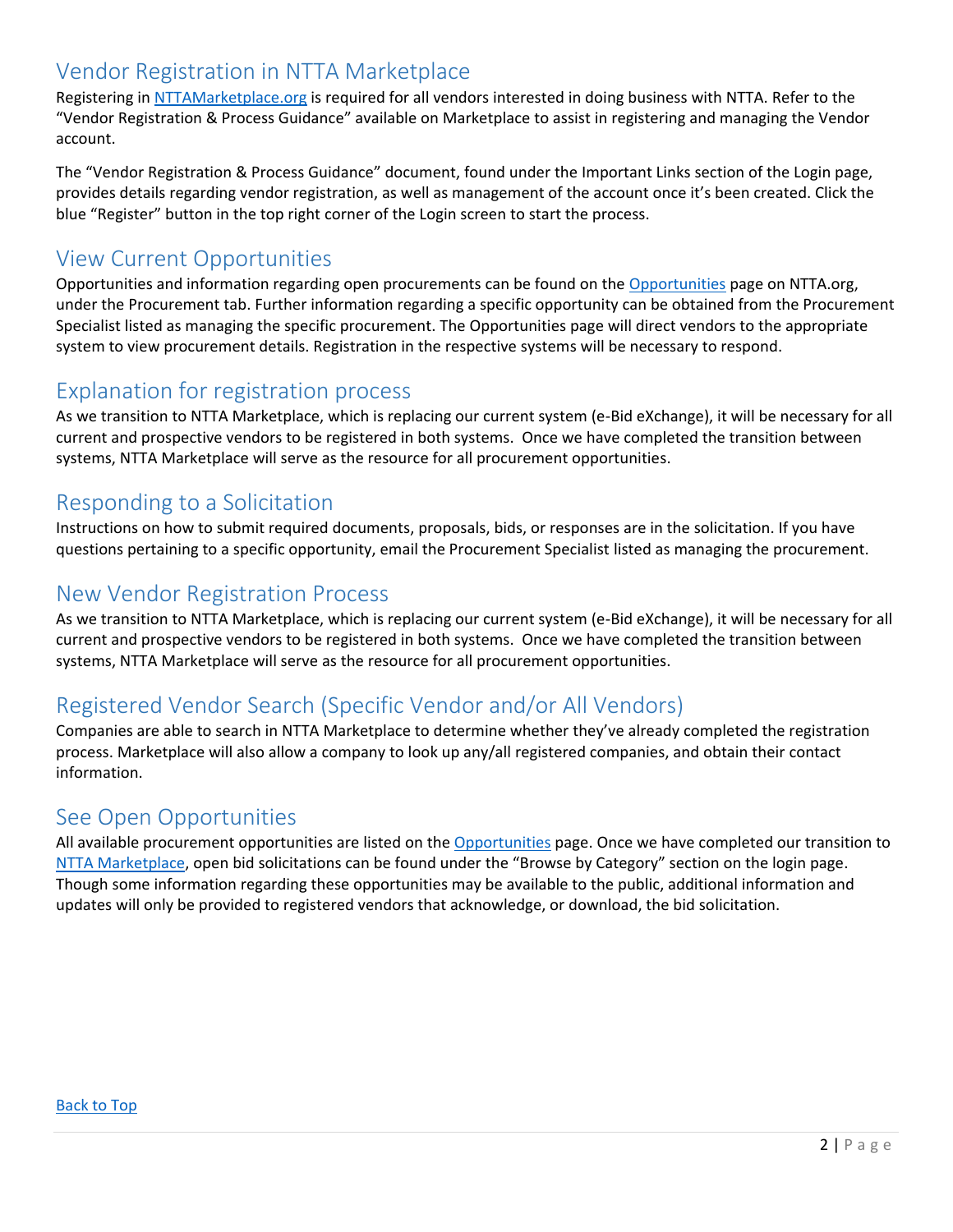## Vendor Registration in NTTA Marketplace

Registering in [NTTAMarketplace.org](NTTAMarketplace.org) is required for all vendors interested in doing business with NTTA. Refer to the "Vendor Registration & Process Guidance" available on Marketplace to assist in registering and managing the Vendor account.

The "Vendor Registration & Process Guidance" document, found under the Important Links section of the Login page, provides details regarding vendor registration, as well as management of the account once it's been created. Click the blue "Register" button in the top right corner of the Login screen to start the process.

## View Current Opportunities

Opportunities and information regarding open procurements can be found on the Opportunities page on NTTA.org, under the Procurement tab. Further information regarding a specific opportunity can be obtained from the Procurement Specialist listed as managing the specific procurement. The Opportunities page will direct vendors to the appropriate system to view procurement details. Registration in the respective systems will be necessary to respond.

## Explanation for registration process

As we transition to NTTA Marketplace, which is replacing our current system (e-Bid eXchange), it will be necessary for all current and prospective vendors to be registered in both systems. Once we have completed the transition between systems, NTTA Marketplace will serve as the resource for all procurement opportunities.

## Responding to a Solicitation

Instructions on how to submit required documents, proposals, bids, or responses are in the solicitation. If you have questions pertaining to a specific opportunity, email the Procurement Specialist listed as managing the procurement.

## New Vendor Registration Process

As we transition to NTTA Marketplace, which is replacing our current system (e-Bid eXchange), it will be necessary for all current and prospective vendors to be registered in both systems. Once we have completed the transition between systems, NTTA Marketplace will serve as the resource for all procurement opportunities.

## Registered Vendor Search (Specific Vendor and/or All Vendors)

Companies are able to search in NTTA Marketplace to determine whether they've already completed the registration process. Marketplace will also allow a company to look up any/all registered companies, and obtain their contact information.

## See Open Opportunities

All available procurement opportunities are listed on the Opportunities page. Once we have completed our transition to NTTA Marketplace, open bid solicitations can be found under the "Browse by Category" section on the login page. Though some information regarding these opportunities may be available to the public, additional information and updates will only be provided to registered vendors that acknowledge, or download, the bid solicitation.

Back to Top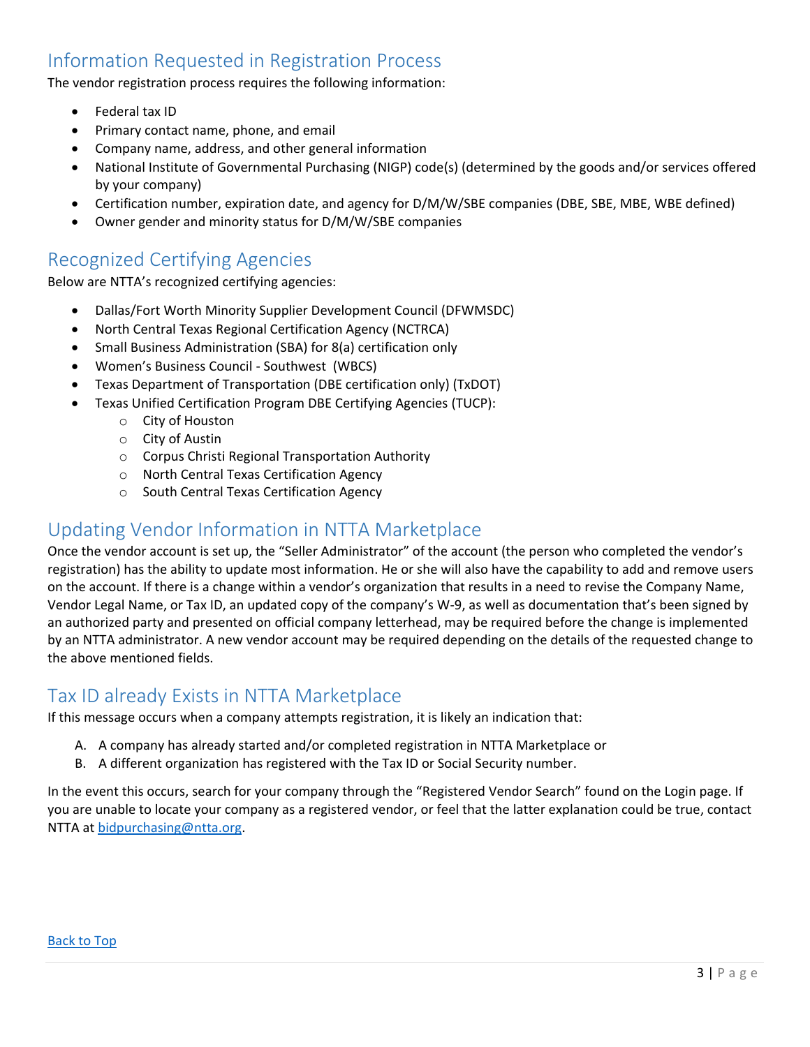## Information Requested in Registration Process

The vendor registration process requires the following information:

- Federal tax ID
- Primary contact name, phone, and email
- Company name, address, and other general information
- National Institute of Governmental Purchasing (NIGP) code(s) (determined by the goods and/or services offered by your company)
- Certification number, expiration date, and agency for D/M/W/SBE companies (DBE, SBE, MBE, WBE defined)
- Owner gender and minority status for D/M/W/SBE companies

## Recognized Certifying Agencies

Below are NTTA's recognized certifying agencies:

- Dallas/Fort Worth Minority Supplier Development Council (DFWMSDC)
- North Central Texas Regional Certification Agency (NCTRCA)
- Small Business Administration (SBA) for 8(a) certification only
- Women's Business Council - Southwest (WBCS)
- Texas Department of Transportation (DBE certification only) (TxDOT)
- Texas Unified Certification Program DBE Certifying Agencies (TUCP):
  - City of Houston
  - City of Austin
  - Corpus Christi Regional Transportation Authority
  - North Central Texas Certification Agency
  - South Central Texas Certification Agency

## Updating Vendor Information in NTTA Marketplace

Once the vendor account is set up, the "Seller Administrator" of the account (the person who completed the vendor's registration) has the ability to update most information. He or she will also have the capability to add and remove users on the account. If there is a change within a vendor's organization that results in a need to revise the Company Name, Vendor Legal Name, or Tax ID, an updated copy of the company's W-9, as well as documentation that's been signed by an authorized party and presented on official company letterhead, may be required before the change is implemented by an NTTA administrator. A new vendor account may be required depending on the details of the requested change to the above mentioned fields.

## Tax ID already Exists in NTTA Marketplace

If this message occurs when a company attempts registration, it is likely an indication that:

A. A company has already started and/or completed registration in NTTA Marketplace or
B. A different organization has registered with the Tax ID or Social Security number.

In the event this occurs, search for your company through the "Registered Vendor Search" found on the Login page. If you are unable to locate your company as a registered vendor, or feel that the latter explanation could be true, contact NTTA at bidpurchasing@ntta.org.

Back to Top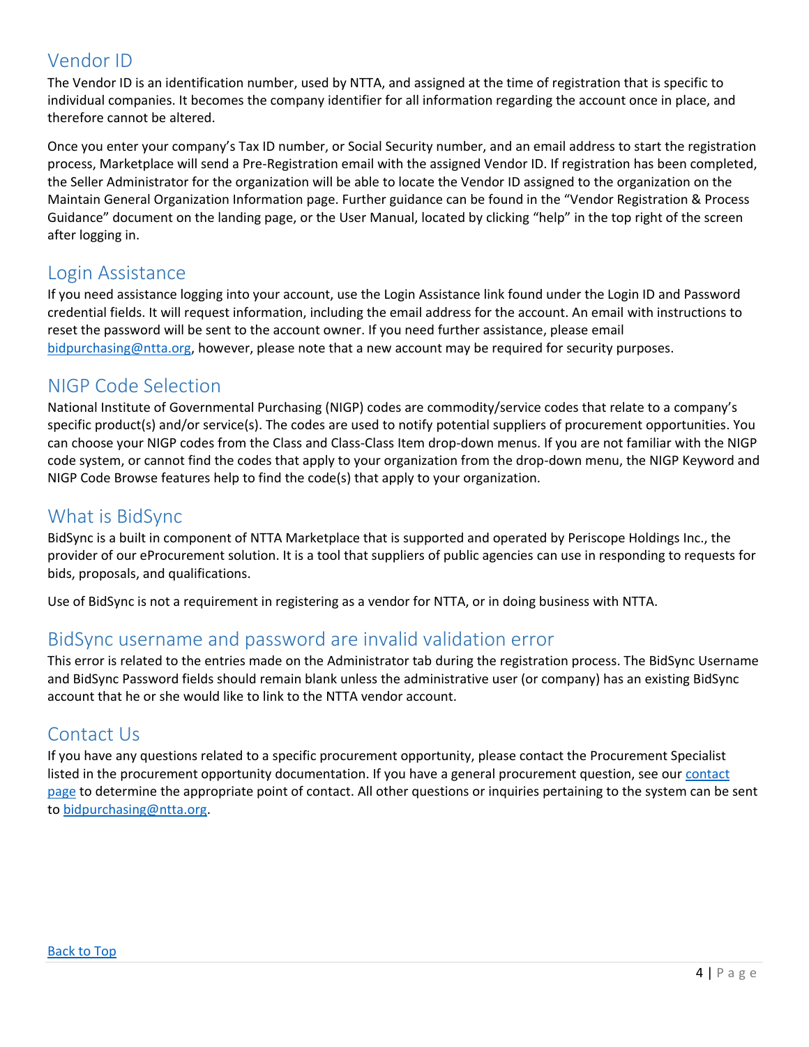## Vendor ID

The Vendor ID is an identification number, used by NTTA, and assigned at the time of registration that is specific to individual companies. It becomes the company identifier for all information regarding the account once in place, and therefore cannot be altered.

Once you enter your company's Tax ID number, or Social Security number, and an email address to start the registration process, Marketplace will send a Pre-Registration email with the assigned Vendor ID. If registration has been completed, the Seller Administrator for the organization will be able to locate the Vendor ID assigned to the organization on the Maintain General Organization Information page. Further guidance can be found in the "Vendor Registration & Process Guidance" document on the landing page, or the User Manual, located by clicking "help" in the top right of the screen after logging in.

## Login Assistance

If you need assistance logging into your account, use the Login Assistance link found under the Login ID and Password credential fields. It will request information, including the email address for the account. An email with instructions to reset the password will be sent to the account owner. If you need further assistance, please email bidpurchasing@ntta.org, however, please note that a new account may be required for security purposes.

## NIGP Code Selection

National Institute of Governmental Purchasing (NIGP) codes are commodity/service codes that relate to a company's specific product(s) and/or service(s). The codes are used to notify potential suppliers of procurement opportunities. You can choose your NIGP codes from the Class and Class-Class Item drop-down menus. If you are not familiar with the NIGP code system, or cannot find the codes that apply to your organization from the drop-down menu, the NIGP Keyword and NIGP Code Browse features help to find the code(s) that apply to your organization.

## What is BidSync

BidSync is a built in component of NTTA Marketplace that is supported and operated by Periscope Holdings Inc., the provider of our eProcurement solution. It is a tool that suppliers of public agencies can use in responding to requests for bids, proposals, and qualifications.

Use of BidSync is not a requirement in registering as a vendor for NTTA, or in doing business with NTTA.

## BidSync username and password are invalid validation error

This error is related to the entries made on the Administrator tab during the registration process. The BidSync Username and BidSync Password fields should remain blank unless the administrative user (or company) has an existing BidSync account that he or she would like to link to the NTTA vendor account.

## Contact Us

If you have any questions related to a specific procurement opportunity, please contact the Procurement Specialist listed in the procurement opportunity documentation. If you have a general procurement question, see our contact page to determine the appropriate point of contact. All other questions or inquiries pertaining to the system can be sent to bidpurchasing@ntta.org.

Back to Top